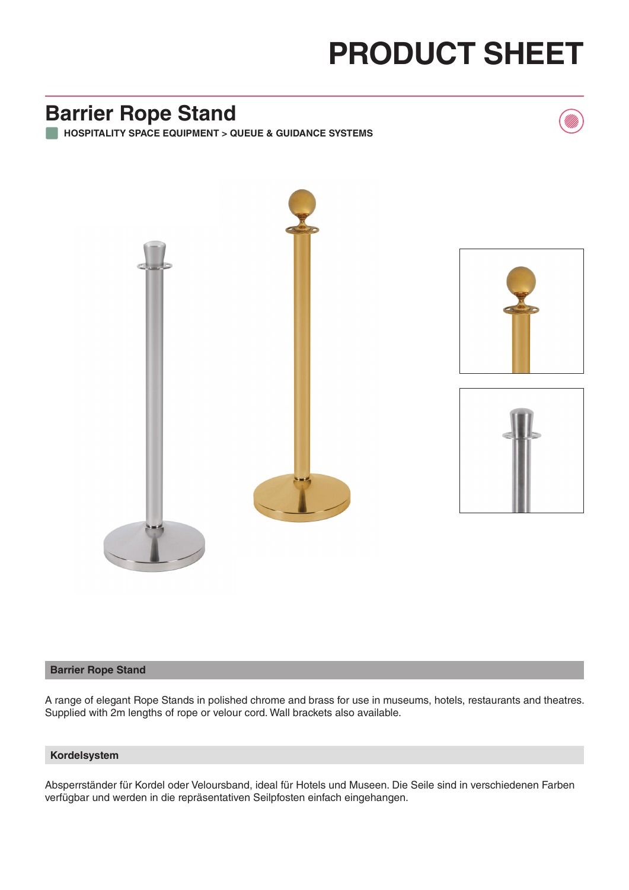# PRODUCT SHEET

## Barrier Rope Stand

HOSPITALITY SPACE EQUIPMENT > QUEUE & GUIDANCE SYSTEMS

### Barrier Rope Stand

A range of elegant Rope Stands in polished chrome and brass for use in museums, hotels, restaurants and theatres. Supplied with 2m lengths of rope or velour cord. Wall brackets also available.

### Kordelsystem

Absperrständer für Kordel oder Veloursband, ideal für Hotels und Museen. Die Seile sind in verschiedenen Farben verfügbar und werden in die repräsentativen Seilpfosten einfach eingehangen.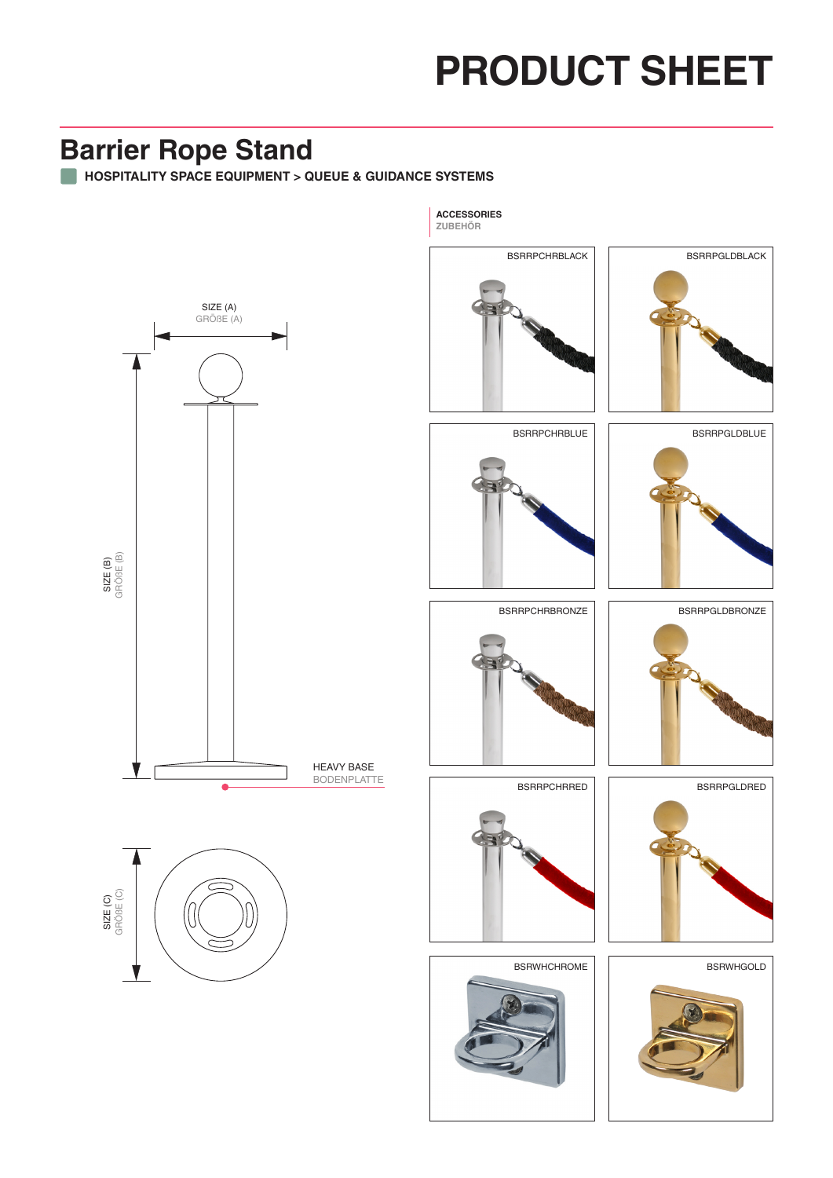# PRODUCT SHEET

## Barrier Rope Stand

**HOSPITALITY SPACE EQUIPMENT > QUEUE & GUIDANCE SYSTEMS**

SIZE (A)
GRÖßE (A)

SIZE (B)
GRÖßE (B)

HEAVY BASE
BODENPLATTE

SIZE (C)
GRÖßE (C)

**ACCESSORIES**
**ZUBEHÖR**

BSRRPCHRBLACK

BSRRPGLDBLACK

BSRRPCHRBLUE

BSRRPGLDBLUE

BSRRPCHRBRONZE

BSRRPGLDBRONZE

BSRRPCHRRED

BSRRPGLDRED

BSRWHCHROME

BSRWHGOLD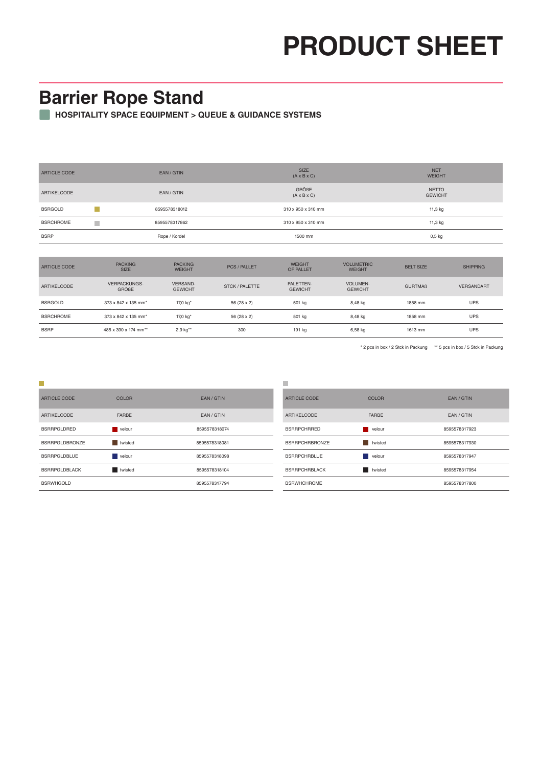# PRODUCT SHEET

## Barrier Rope Stand

**HOSPITALITY SPACE EQUIPMENT > QUEUE & GUIDANCE SYSTEMS**

| ARTICLE CODE | | EAN / GTIN | SIZE (A x B x C) | NET WEIGHT |
|---|---|---|---|---|
| ARTIKELCODE | | EAN / GTIN | GRÖßE (A x B x C) | NETTO GEWICHT |
| BSRGOLD | | 8595578318012 | 310 x 950 x 310 mm | 11,3 kg |
| BSRCHROME | | 8595578317862 | 310 x 950 x 310 mm | 11,3 kg |
| BSRP | | Rope / Kordel | 1500 mm | 0,5 kg |

| ARTICLE CODE | PACKING SIZE | PACKING WEIGHT | PCS / PALLET | WEIGHT OF PALLET | VOLUMETRIC WEIGHT | BELT SIZE | SHIPPING |
|---|---|---|---|---|---|---|---|
| ARTIKELCODE | VERPACKUNGS-GRÖßE | VERSAND-GEWICHT | STCK / PALETTE | PALETTEN-GEWICHT | VOLUMEN-GEWICHT | GURTMAß | VERSANDART |
| BSRGOLD | 373 x 842 x 135 mm* | 17,0 kg* | 56 (28 x 2) | 501 kg | 8,48 kg | 1858 mm | UPS |
| BSRCHROME | 373 x 842 x 135 mm* | 17,0 kg* | 56 (28 x 2) | 501 kg | 8,48 kg | 1858 mm | UPS |
| BSRP | 485 x 390 x 174 mm** | 2,9 kg** | 300 | 191 kg | 6,58 kg | 1613 mm | UPS |

\* 2 pcs in box / 2 Stck in Packung     ** 5 pcs in box / 5 Stck in Packung

| ARTICLE CODE | COLOR | EAN / GTIN |
|---|---|---|
| ARTIKELCODE | FARBE | EAN / GTIN |
| BSRRPGLDRED | velour | 8595578318074 |
| BSRRPGLDBRONZE | twisted | 8595578318081 |
| BSRRPGLDBLUE | velour | 8595578318098 |
| BSRRPGLDBLACK | twisted | 8595578318104 |
| BSRWHGOLD | | 8595578317794 |

| ARTICLE CODE | COLOR | EAN / GTIN |
|---|---|---|
| ARTIKELCODE | FARBE | EAN / GTIN |
| BSRRPCHRRED | velour | 8595578317923 |
| BSRRPCHRBRONZE | twisted | 8595578317930 |
| BSRRPCHRBLUE | velour | 8595578317947 |
| BSRRPCHRBLACK | twisted | 8595578317954 |
| BSRWHCHROME | | 8595578317800 |